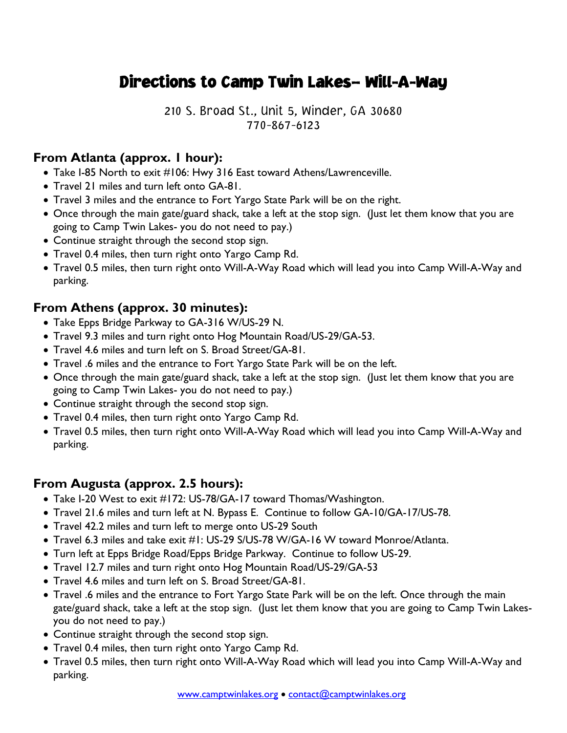# Directions to Camp Twin Lakes– Will-A-Way

210 S. Broad St., Unit 5, Winder, GA 30680
770-867-6123

## From Atlanta (approx. 1 hour):

- Take I-85 North to exit #106: Hwy 316 East toward Athens/Lawrenceville.
- Travel 21 miles and turn left onto GA-81.
- Travel 3 miles and the entrance to Fort Yargo State Park will be on the right.
- Once through the main gate/guard shack, take a left at the stop sign. (Just let them know that you are going to Camp Twin Lakes- you do not need to pay.)
- Continue straight through the second stop sign.
- Travel 0.4 miles, then turn right onto Yargo Camp Rd.
- Travel 0.5 miles, then turn right onto Will-A-Way Road which will lead you into Camp Will-A-Way and parking.

## From Athens (approx. 30 minutes):

- Take Epps Bridge Parkway to GA-316 W/US-29 N.
- Travel 9.3 miles and turn right onto Hog Mountain Road/US-29/GA-53.
- Travel 4.6 miles and turn left on S. Broad Street/GA-81.
- Travel .6 miles and the entrance to Fort Yargo State Park will be on the left.
- Once through the main gate/guard shack, take a left at the stop sign. (Just let them know that you are going to Camp Twin Lakes- you do not need to pay.)
- Continue straight through the second stop sign.
- Travel 0.4 miles, then turn right onto Yargo Camp Rd.
- Travel 0.5 miles, then turn right onto Will-A-Way Road which will lead you into Camp Will-A-Way and parking.

## From Augusta (approx. 2.5 hours):

- Take I-20 West to exit #172: US-78/GA-17 toward Thomas/Washington.
- Travel 21.6 miles and turn left at N. Bypass E. Continue to follow GA-10/GA-17/US-78.
- Travel 42.2 miles and turn left to merge onto US-29 South
- Travel 6.3 miles and take exit #1: US-29 S/US-78 W/GA-16 W toward Monroe/Atlanta.
- Turn left at Epps Bridge Road/Epps Bridge Parkway. Continue to follow US-29.
- Travel 12.7 miles and turn right onto Hog Mountain Road/US-29/GA-53
- Travel 4.6 miles and turn left on S. Broad Street/GA-81.
- Travel .6 miles and the entrance to Fort Yargo State Park will be on the left. Once through the main gate/guard shack, take a left at the stop sign. (Just let them know that you are going to Camp Twin Lakes- you do not need to pay.)
- Continue straight through the second stop sign.
- Travel 0.4 miles, then turn right onto Yargo Camp Rd.
- Travel 0.5 miles, then turn right onto Will-A-Way Road which will lead you into Camp Will-A-Way and parking.

www.camptwinlakes.org • contact@camptwinlakes.org